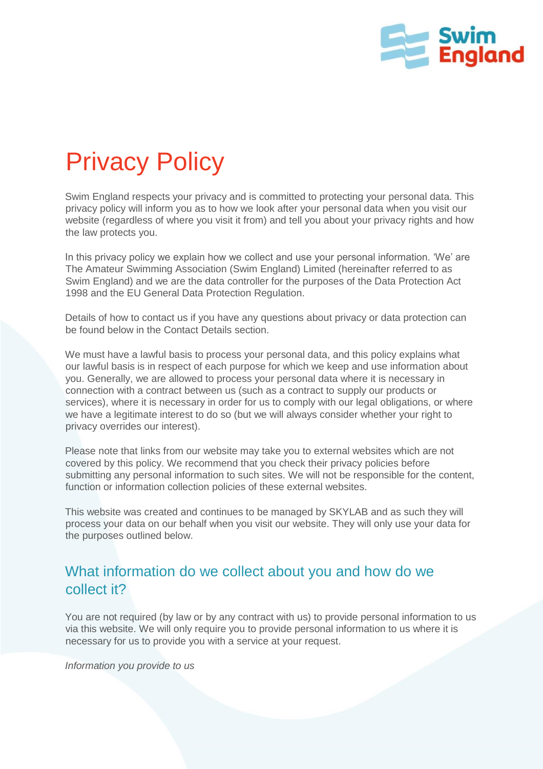# Privacy Policy

Swim England respects your privacy and is committed to protecting your personal data. This privacy policy will inform you as to how we look after your personal data when you visit our website (regardless of where you visit it from) and tell you about your privacy rights and how the law protects you.

In this privacy policy we explain how we collect and use your personal information. 'We' are The Amateur Swimming Association (Swim England) Limited (hereinafter referred to as Swim England) and we are the data controller for the purposes of the Data Protection Act 1998 and the EU General Data Protection Regulation.

Details of how to contact us if you have any questions about privacy or data protection can be found below in the Contact Details section.

We must have a lawful basis to process your personal data, and this policy explains what our lawful basis is in respect of each purpose for which we keep and use information about you. Generally, we are allowed to process your personal data where it is necessary in connection with a contract between us (such as a contract to supply our products or services), where it is necessary in order for us to comply with our legal obligations, or where we have a legitimate interest to do so (but we will always consider whether your right to privacy overrides our interest).

Please note that links from our website may take you to external websites which are not covered by this policy. We recommend that you check their privacy policies before submitting any personal information to such sites. We will not be responsible for the content, function or information collection policies of these external websites.

This website was created and continues to be managed by SKYLAB and as such they will process your data on our behalf when you visit our website. They will only use your data for the purposes outlined below.

## What information do we collect about you and how do we collect it?

You are not required (by law or by any contract with us) to provide personal information to us via this website. We will only require you to provide personal information to us where it is necessary for us to provide you with a service at your request.

*Information you provide to us*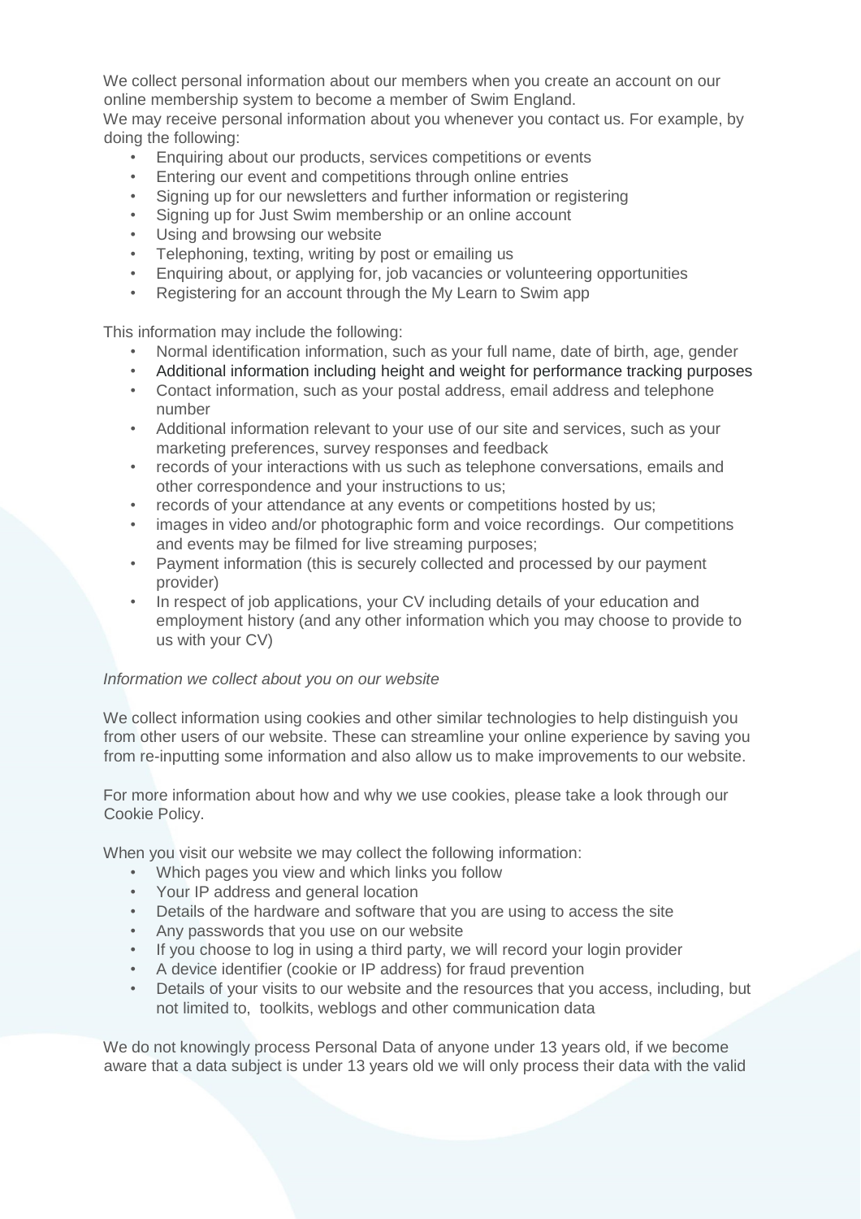We collect personal information about our members when you create an account on our online membership system to become a member of Swim England.
We may receive personal information about you whenever you contact us. For example, by doing the following:

- Enquiring about our products, services competitions or events
- Entering our event and competitions through online entries
- Signing up for our newsletters and further information or registering
- Signing up for Just Swim membership or an online account
- Using and browsing our website
- Telephoning, texting, writing by post or emailing us
- Enquiring about, or applying for, job vacancies or volunteering opportunities
- Registering for an account through the My Learn to Swim app

This information may include the following:

- Normal identification information, such as your full name, date of birth, age, gender
- Additional information including height and weight for performance tracking purposes
- Contact information, such as your postal address, email address and telephone number
- Additional information relevant to your use of our site and services, such as your marketing preferences, survey responses and feedback
- records of your interactions with us such as telephone conversations, emails and other correspondence and your instructions to us;
- records of your attendance at any events or competitions hosted by us;
- images in video and/or photographic form and voice recordings. Our competitions and events may be filmed for live streaming purposes;
- Payment information (this is securely collected and processed by our payment provider)
- In respect of job applications, your CV including details of your education and employment history (and any other information which you may choose to provide to us with your CV)

*Information we collect about you on our website*

We collect information using cookies and other similar technologies to help distinguish you from other users of our website. These can streamline your online experience by saving you from re-inputting some information and also allow us to make improvements to our website.

For more information about how and why we use cookies, please take a look through our Cookie Policy.

When you visit our website we may collect the following information:

- Which pages you view and which links you follow
- Your IP address and general location
- Details of the hardware and software that you are using to access the site
- Any passwords that you use on our website
- If you choose to log in using a third party, we will record your login provider
- A device identifier (cookie or IP address) for fraud prevention
- Details of your visits to our website and the resources that you access, including, but not limited to, toolkits, weblogs and other communication data

We do not knowingly process Personal Data of anyone under 13 years old, if we become aware that a data subject is under 13 years old we will only process their data with the valid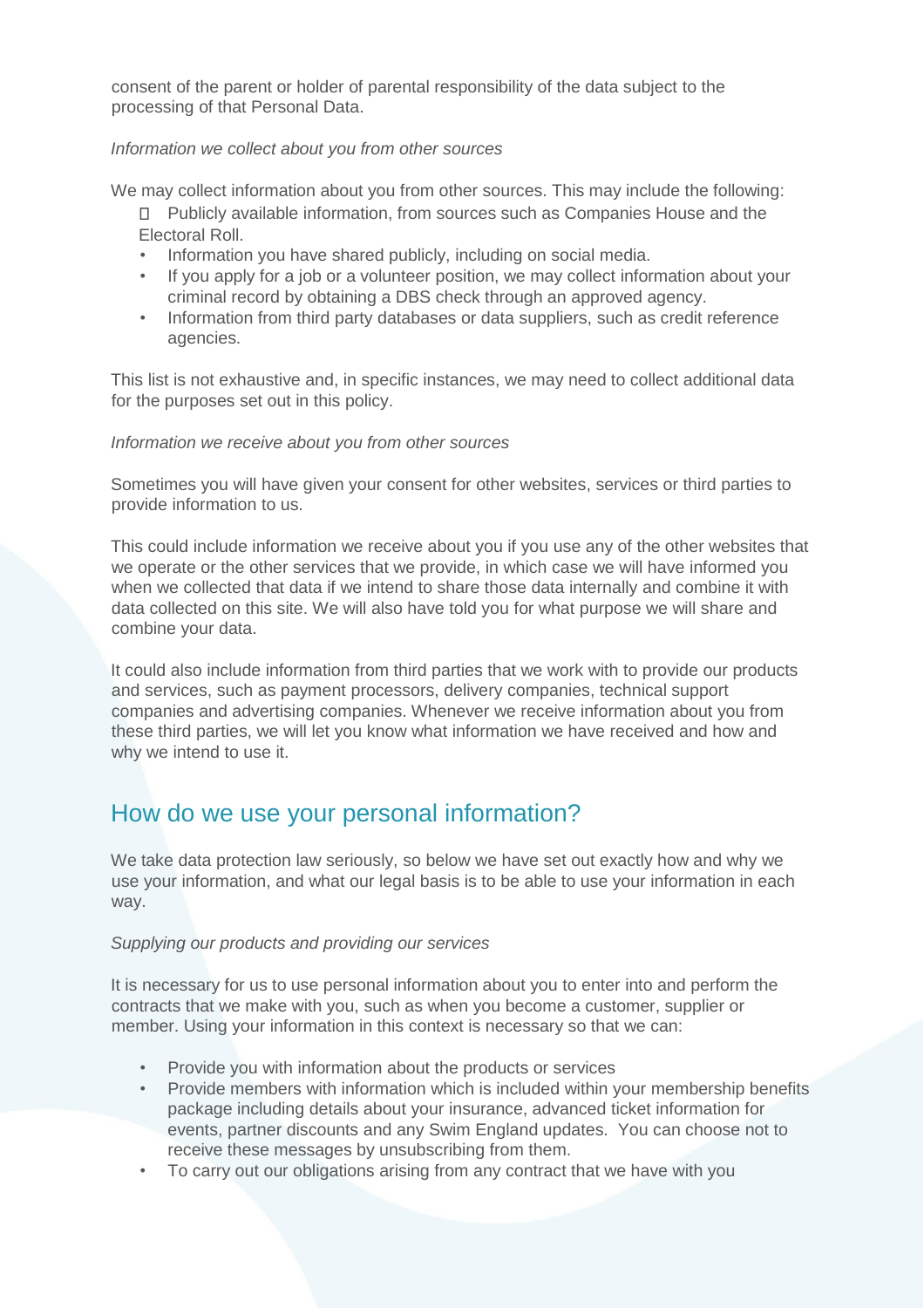consent of the parent or holder of parental responsibility of the data subject to the processing of that Personal Data.

*Information we collect about you from other sources*

We may collect information about you from other sources. This may include the following:

- Publicly available information, from sources such as Companies House and the Electoral Roll.
- Information you have shared publicly, including on social media.
- If you apply for a job or a volunteer position, we may collect information about your criminal record by obtaining a DBS check through an approved agency.
- Information from third party databases or data suppliers, such as credit reference agencies.

This list is not exhaustive and, in specific instances, we may need to collect additional data for the purposes set out in this policy.

*Information we receive about you from other sources*

Sometimes you will have given your consent for other websites, services or third parties to provide information to us.

This could include information we receive about you if you use any of the other websites that we operate or the other services that we provide, in which case we will have informed you when we collected that data if we intend to share those data internally and combine it with data collected on this site. We will also have told you for what purpose we will share and combine your data.

It could also include information from third parties that we work with to provide our products and services, such as payment processors, delivery companies, technical support companies and advertising companies. Whenever we receive information about you from these third parties, we will let you know what information we have received and how and why we intend to use it.

## How do we use your personal information?

We take data protection law seriously, so below we have set out exactly how and why we use your information, and what our legal basis is to be able to use your information in each way.

*Supplying our products and providing our services*

It is necessary for us to use personal information about you to enter into and perform the contracts that we make with you, such as when you become a customer, supplier or member. Using your information in this context is necessary so that we can:

- Provide you with information about the products or services
- Provide members with information which is included within your membership benefits package including details about your insurance, advanced ticket information for events, partner discounts and any Swim England updates. You can choose not to receive these messages by unsubscribing from them.
- To carry out our obligations arising from any contract that we have with you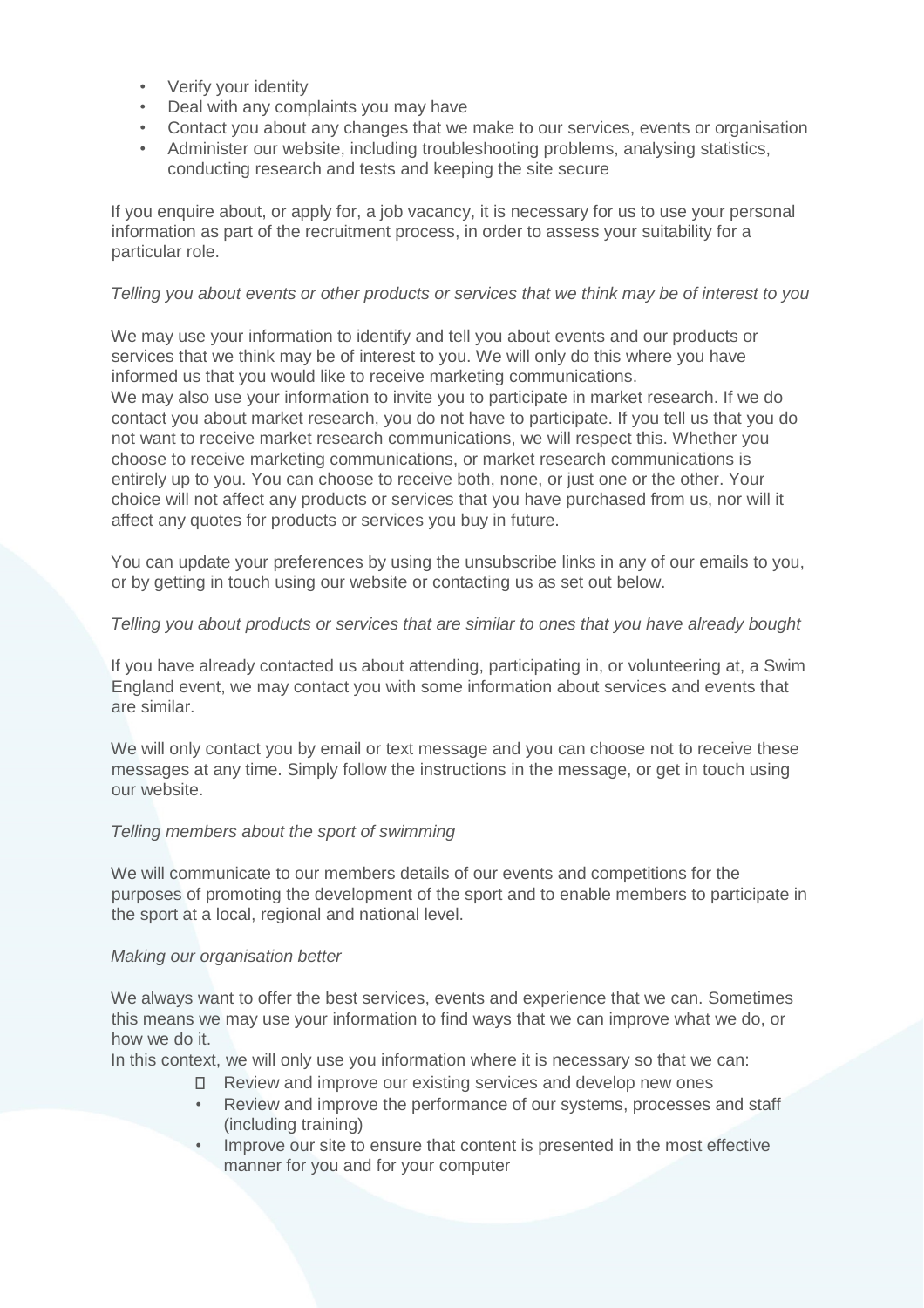- Verify your identity
- Deal with any complaints you may have
- Contact you about any changes that we make to our services, events or organisation
- Administer our website, including troubleshooting problems, analysing statistics, conducting research and tests and keeping the site secure

If you enquire about, or apply for, a job vacancy, it is necessary for us to use your personal information as part of the recruitment process, in order to assess your suitability for a particular role.

*Telling you about events or other products or services that we think may be of interest to you*

We may use your information to identify and tell you about events and our products or services that we think may be of interest to you. We will only do this where you have informed us that you would like to receive marketing communications.
We may also use your information to invite you to participate in market research. If we do contact you about market research, you do not have to participate. If you tell us that you do not want to receive market research communications, we will respect this. Whether you choose to receive marketing communications, or market research communications is entirely up to you. You can choose to receive both, none, or just one or the other. Your choice will not affect any products or services that you have purchased from us, nor will it affect any quotes for products or services you buy in future.

You can update your preferences by using the unsubscribe links in any of our emails to you, or by getting in touch using our website or contacting us as set out below.

*Telling you about products or services that are similar to ones that you have already bought*

If you have already contacted us about attending, participating in, or volunteering at, a Swim England event, we may contact you with some information about services and events that are similar.

We will only contact you by email or text message and you can choose not to receive these messages at any time. Simply follow the instructions in the message, or get in touch using our website.

*Telling members about the sport of swimming*

We will communicate to our members details of our events and competitions for the purposes of promoting the development of the sport and to enable members to participate in the sport at a local, regional and national level.

*Making our organisation better*

We always want to offer the best services, events and experience that we can. Sometimes this means we may use your information to find ways that we can improve what we do, or how we do it.
In this context, we will only use you information where it is necessary so that we can:

- Review and improve our existing services and develop new ones
- Review and improve the performance of our systems, processes and staff (including training)
- Improve our site to ensure that content is presented in the most effective manner for you and for your computer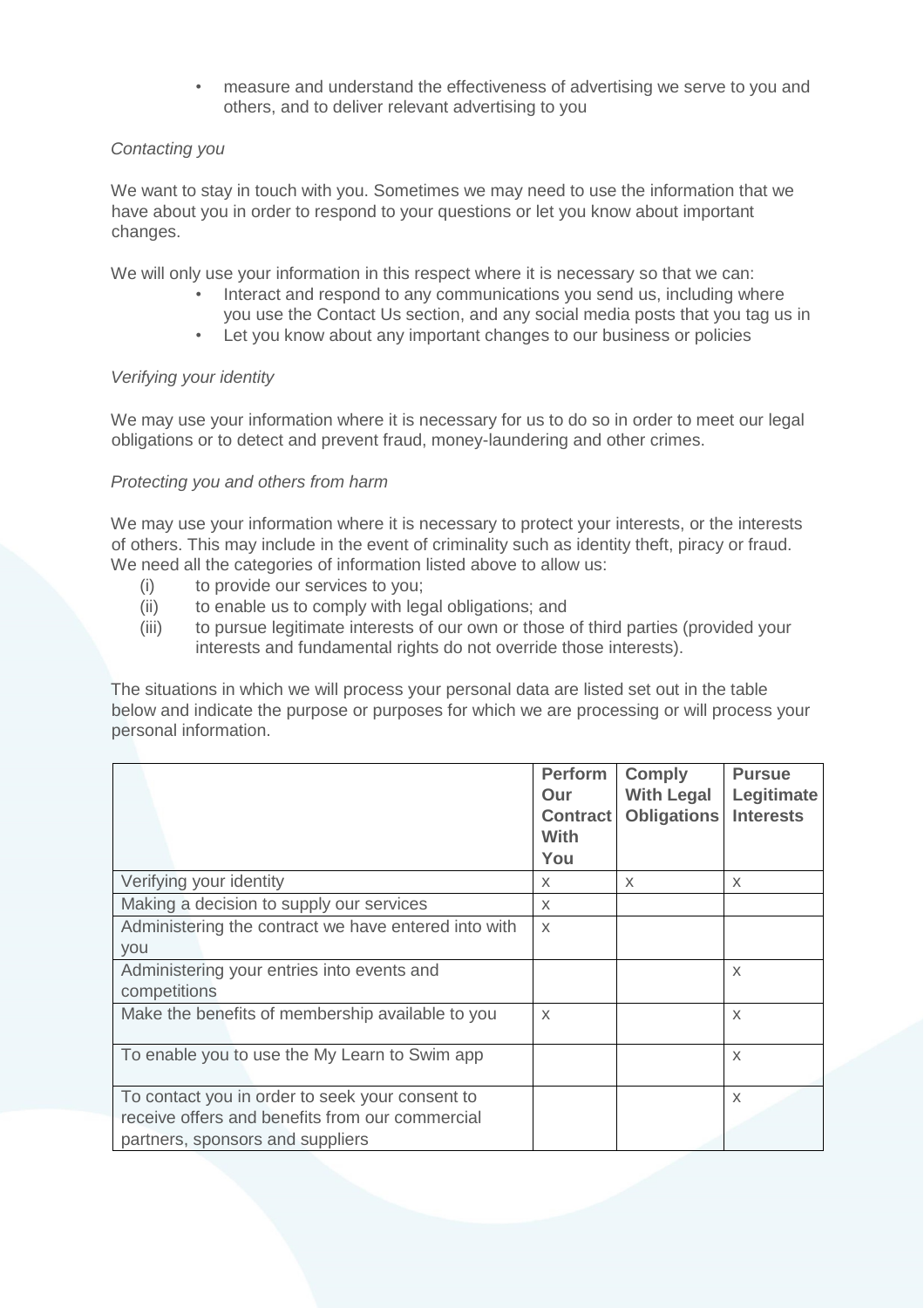- measure and understand the effectiveness of advertising we serve to you and others, and to deliver relevant advertising to you

*Contacting you*

We want to stay in touch with you. Sometimes we may need to use the information that we have about you in order to respond to your questions or let you know about important changes.

We will only use your information in this respect where it is necessary so that we can:

- Interact and respond to any communications you send us, including where you use the Contact Us section, and any social media posts that you tag us in
- Let you know about any important changes to our business or policies

*Verifying your identity*

We may use your information where it is necessary for us to do so in order to meet our legal obligations or to detect and prevent fraud, money-laundering and other crimes.

*Protecting you and others from harm*

We may use your information where it is necessary to protect your interests, or the interests of others. This may include in the event of criminality such as identity theft, piracy or fraud. We need all the categories of information listed above to allow us:

(i) to provide our services to you;
(ii) to enable us to comply with legal obligations; and
(iii) to pursue legitimate interests of our own or those of third parties (provided your interests and fundamental rights do not override those interests).

The situations in which we will process your personal data are listed set out in the table below and indicate the purpose or purposes for which we are processing or will process your personal information.

| | **Perform Our Contract With You** | **Comply With Legal Obligations** | **Pursue Legitimate Interests** |
|---|---|---|---|
| Verifying your identity | X | X | X |
| Making a decision to supply our services | X | | |
| Administering the contract we have entered into with you | X | | |
| Administering your entries into events and competitions | | | X |
| Make the benefits of membership available to you | X | | X |
| To enable you to use the My Learn to Swim app | | | X |
| To contact you in order to seek your consent to receive offers and benefits from our commercial partners, sponsors and suppliers | | | X |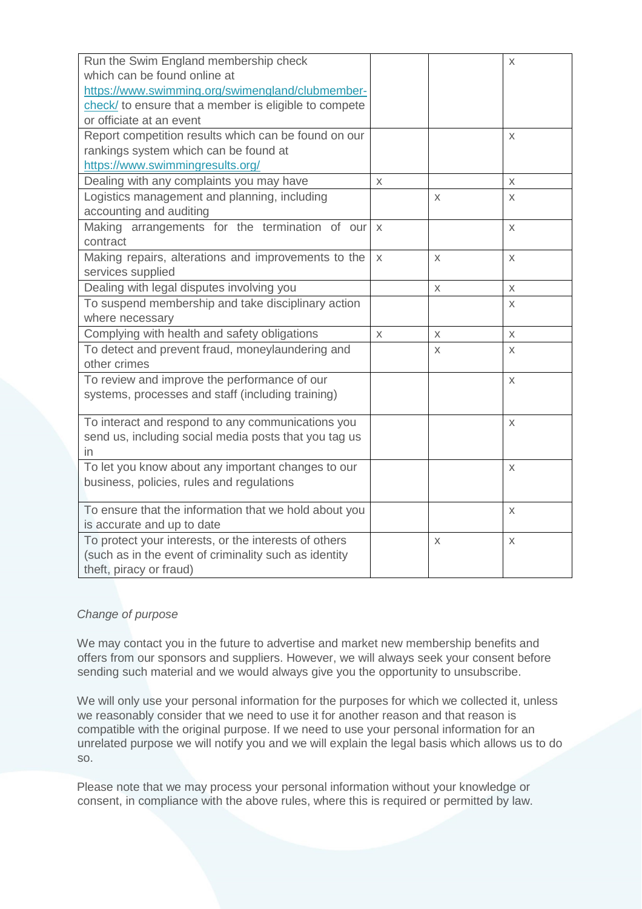| | | | |
|---|---|---|---|
| Run the Swim England membership check which can be found online at https://www.swimming.org/swimengland/clubmember-check/ to ensure that a member is eligible to compete or officiate at an event | | | x |
| Report competition results which can be found on our rankings system which can be found at https://www.swimmingresults.org/ | | | x |
| Dealing with any complaints you may have | x | | x |
| Logistics management and planning, including accounting and auditing | | x | x |
| Making arrangements for the termination of our contract | x | | x |
| Making repairs, alterations and improvements to the services supplied | x | x | x |
| Dealing with legal disputes involving you | | x | x |
| To suspend membership and take disciplinary action where necessary | | | x |
| Complying with health and safety obligations | x | x | x |
| To detect and prevent fraud, moneylaundering and other crimes | | x | x |
| To review and improve the performance of our systems, processes and staff (including training) | | | x |
| To interact and respond to any communications you send us, including social media posts that you tag us in | | | x |
| To let you know about any important changes to our business, policies, rules and regulations | | | x |
| To ensure that the information that we hold about you is accurate and up to date | | | x |
| To protect your interests, or the interests of others (such as in the event of criminality such as identity theft, piracy or fraud) | | x | x |

*Change of purpose*

We may contact you in the future to advertise and market new membership benefits and offers from our sponsors and suppliers. However, we will always seek your consent before sending such material and we would always give you the opportunity to unsubscribe.

We will only use your personal information for the purposes for which we collected it, unless we reasonably consider that we need to use it for another reason and that reason is compatible with the original purpose. If we need to use your personal information for an unrelated purpose we will notify you and we will explain the legal basis which allows us to do so.

Please note that we may process your personal information without your knowledge or consent, in compliance with the above rules, where this is required or permitted by law.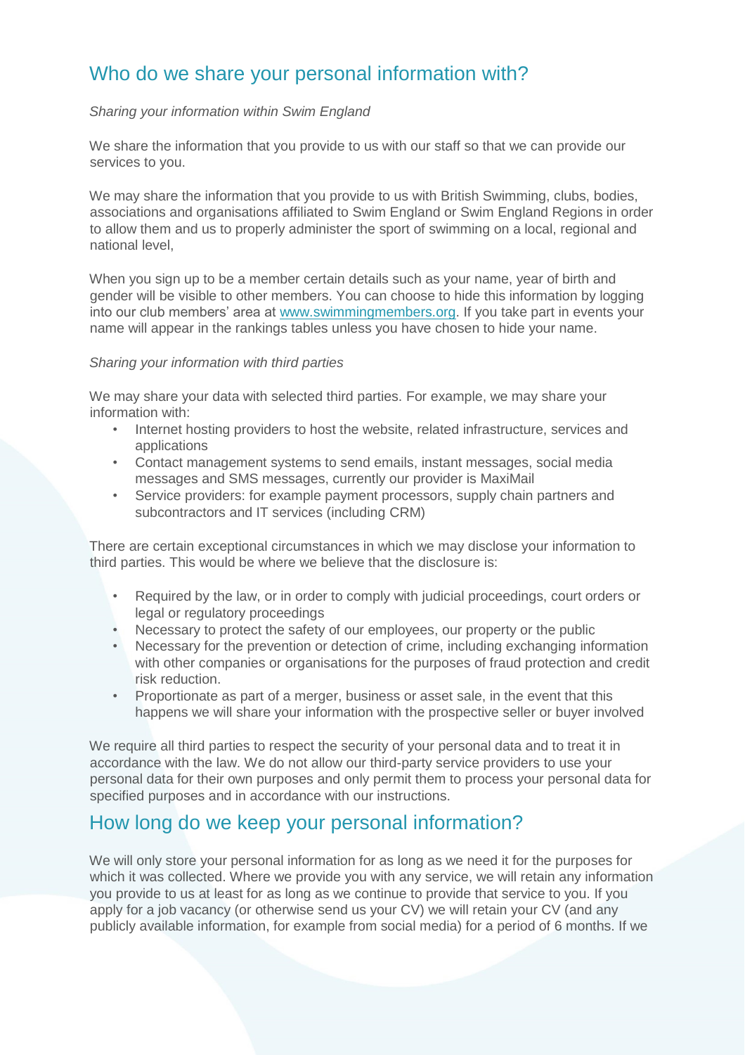## Who do we share your personal information with?

*Sharing your information within Swim England*

We share the information that you provide to us with our staff so that we can provide our services to you.

We may share the information that you provide to us with British Swimming, clubs, bodies, associations and organisations affiliated to Swim England or Swim England Regions in order to allow them and us to properly administer the sport of swimming on a local, regional and national level,

When you sign up to be a member certain details such as your name, year of birth and gender will be visible to other members. You can choose to hide this information by logging into our club members' area at [www.swimmingmembers.org](www.swimmingmembers.org). If you take part in events your name will appear in the rankings tables unless you have chosen to hide your name.

*Sharing your information with third parties*

We may share your data with selected third parties. For example, we may share your information with:

- Internet hosting providers to host the website, related infrastructure, services and applications
- Contact management systems to send emails, instant messages, social media messages and SMS messages, currently our provider is MaxiMail
- Service providers: for example payment processors, supply chain partners and subcontractors and IT services (including CRM)

There are certain exceptional circumstances in which we may disclose your information to third parties. This would be where we believe that the disclosure is:

- Required by the law, or in order to comply with judicial proceedings, court orders or legal or regulatory proceedings
- Necessary to protect the safety of our employees, our property or the public
- Necessary for the prevention or detection of crime, including exchanging information with other companies or organisations for the purposes of fraud protection and credit risk reduction.
- Proportionate as part of a merger, business or asset sale, in the event that this happens we will share your information with the prospective seller or buyer involved

We require all third parties to respect the security of your personal data and to treat it in accordance with the law. We do not allow our third-party service providers to use your personal data for their own purposes and only permit them to process your personal data for specified purposes and in accordance with our instructions.

## How long do we keep your personal information?

We will only store your personal information for as long as we need it for the purposes for which it was collected. Where we provide you with any service, we will retain any information you provide to us at least for as long as we continue to provide that service to you. If you apply for a job vacancy (or otherwise send us your CV) we will retain your CV (and any publicly available information, for example from social media) for a period of 6 months. If we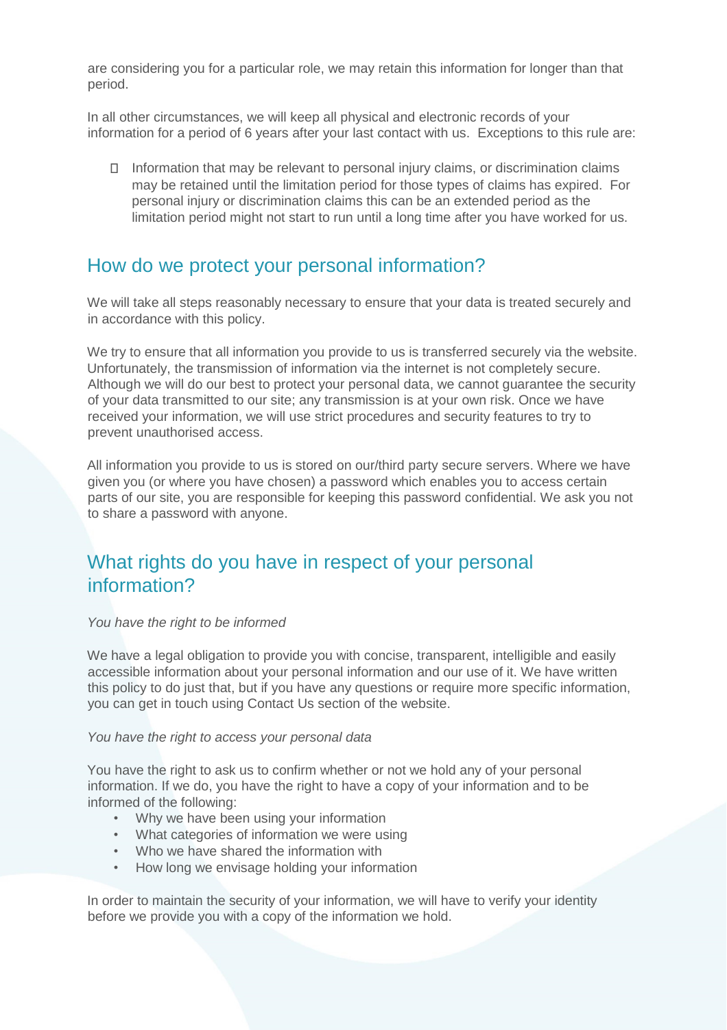are considering you for a particular role, we may retain this information for longer than that period.

In all other circumstances, we will keep all physical and electronic records of your information for a period of 6 years after your last contact with us. Exceptions to this rule are:

- Information that may be relevant to personal injury claims, or discrimination claims may be retained until the limitation period for those types of claims has expired. For personal injury or discrimination claims this can be an extended period as the limitation period might not start to run until a long time after you have worked for us.

## How do we protect your personal information?

We will take all steps reasonably necessary to ensure that your data is treated securely and in accordance with this policy.

We try to ensure that all information you provide to us is transferred securely via the website. Unfortunately, the transmission of information via the internet is not completely secure. Although we will do our best to protect your personal data, we cannot guarantee the security of your data transmitted to our site; any transmission is at your own risk. Once we have received your information, we will use strict procedures and security features to try to prevent unauthorised access.

All information you provide to us is stored on our/third party secure servers. Where we have given you (or where you have chosen) a password which enables you to access certain parts of our site, you are responsible for keeping this password confidential. We ask you not to share a password with anyone.

## What rights do you have in respect of your personal information?

*You have the right to be informed*

We have a legal obligation to provide you with concise, transparent, intelligible and easily accessible information about your personal information and our use of it. We have written this policy to do just that, but if you have any questions or require more specific information, you can get in touch using Contact Us section of the website.

*You have the right to access your personal data*

You have the right to ask us to confirm whether or not we hold any of your personal information. If we do, you have the right to have a copy of your information and to be informed of the following:

- Why we have been using your information
- What categories of information we were using
- Who we have shared the information with
- How long we envisage holding your information

In order to maintain the security of your information, we will have to verify your identity before we provide you with a copy of the information we hold.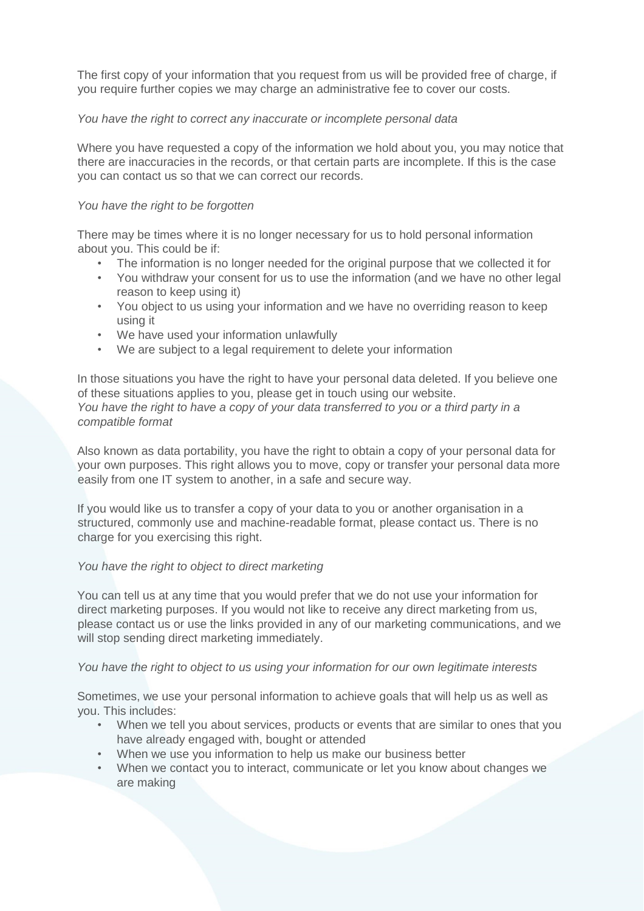The first copy of your information that you request from us will be provided free of charge, if you require further copies we may charge an administrative fee to cover our costs.

*You have the right to correct any inaccurate or incomplete personal data*

Where you have requested a copy of the information we hold about you, you may notice that there are inaccuracies in the records, or that certain parts are incomplete. If this is the case you can contact us so that we can correct our records.

*You have the right to be forgotten*

There may be times where it is no longer necessary for us to hold personal information about you. This could be if:

- The information is no longer needed for the original purpose that we collected it for
- You withdraw your consent for us to use the information (and we have no other legal reason to keep using it)
- You object to us using your information and we have no overriding reason to keep using it
- We have used your information unlawfully
- We are subject to a legal requirement to delete your information

In those situations you have the right to have your personal data deleted. If you believe one of these situations applies to you, please get in touch using our website.

*You have the right to have a copy of your data transferred to you or a third party in a compatible format*

Also known as data portability, you have the right to obtain a copy of your personal data for your own purposes. This right allows you to move, copy or transfer your personal data more easily from one IT system to another, in a safe and secure way.

If you would like us to transfer a copy of your data to you or another organisation in a structured, commonly use and machine-readable format, please contact us. There is no charge for you exercising this right.

*You have the right to object to direct marketing*

You can tell us at any time that you would prefer that we do not use your information for direct marketing purposes. If you would not like to receive any direct marketing from us, please contact us or use the links provided in any of our marketing communications, and we will stop sending direct marketing immediately.

*You have the right to object to us using your information for our own legitimate interests*

Sometimes, we use your personal information to achieve goals that will help us as well as you. This includes:

- When we tell you about services, products or events that are similar to ones that you have already engaged with, bought or attended
- When we use you information to help us make our business better
- When we contact you to interact, communicate or let you know about changes we are making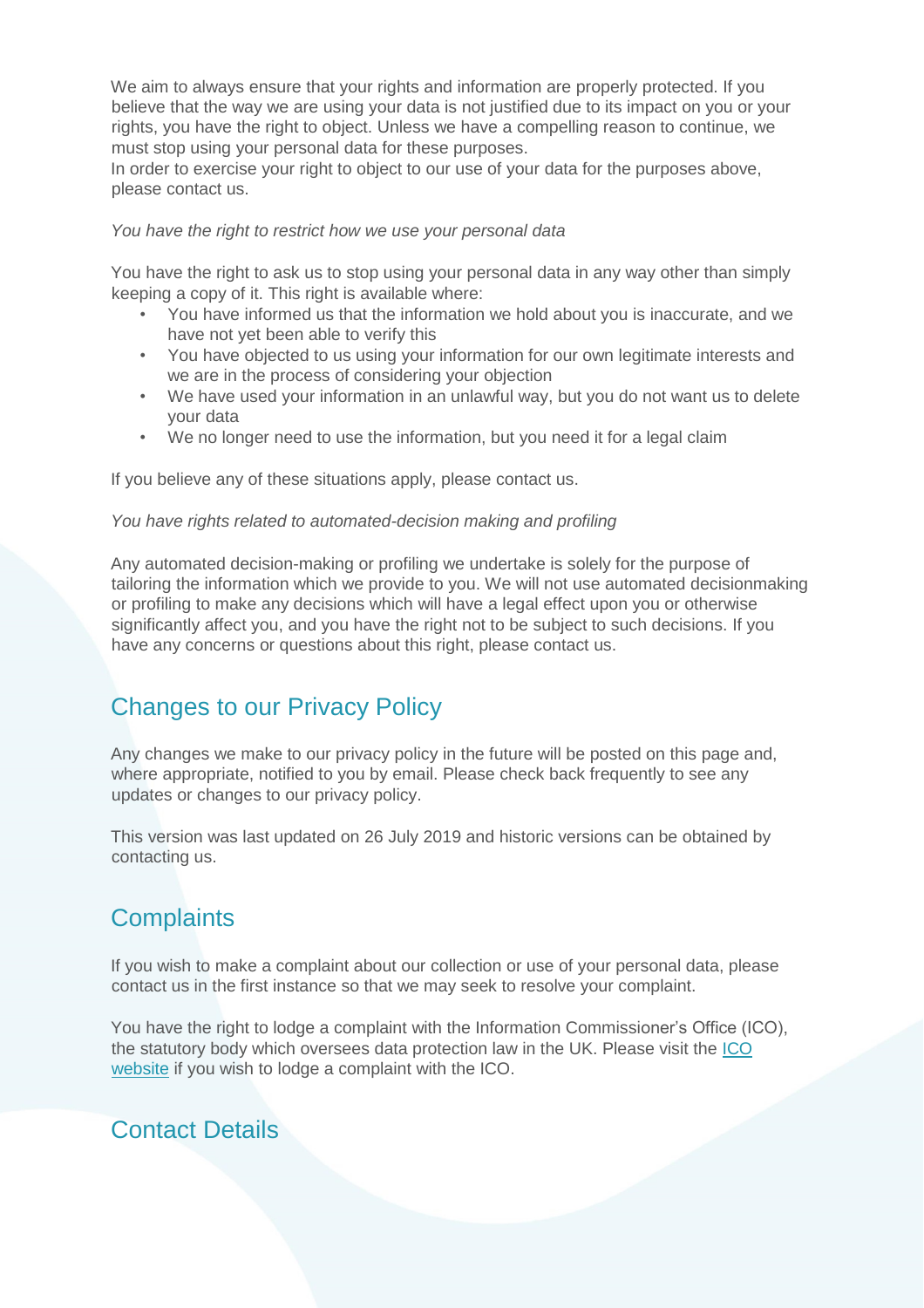We aim to always ensure that your rights and information are properly protected. If you believe that the way we are using your data is not justified due to its impact on you or your rights, you have the right to object. Unless we have a compelling reason to continue, we must stop using your personal data for these purposes.
In order to exercise your right to object to our use of your data for the purposes above, please contact us.

*You have the right to restrict how we use your personal data*

You have the right to ask us to stop using your personal data in any way other than simply keeping a copy of it. This right is available where:

- You have informed us that the information we hold about you is inaccurate, and we have not yet been able to verify this
- You have objected to us using your information for our own legitimate interests and we are in the process of considering your objection
- We have used your information in an unlawful way, but you do not want us to delete your data
- We no longer need to use the information, but you need it for a legal claim

If you believe any of these situations apply, please contact us.

*You have rights related to automated-decision making and profiling*

Any automated decision-making or profiling we undertake is solely for the purpose of tailoring the information which we provide to you. We will not use automated decisionmaking or profiling to make any decisions which will have a legal effect upon you or otherwise significantly affect you, and you have the right not to be subject to such decisions. If you have any concerns or questions about this right, please contact us.

## Changes to our Privacy Policy

Any changes we make to our privacy policy in the future will be posted on this page and, where appropriate, notified to you by email. Please check back frequently to see any updates or changes to our privacy policy.

This version was last updated on 26 July 2019 and historic versions can be obtained by contacting us.

## Complaints

If you wish to make a complaint about our collection or use of your personal data, please contact us in the first instance so that we may seek to resolve your complaint.

You have the right to lodge a complaint with the Information Commissioner's Office (ICO), the statutory body which oversees data protection law in the UK. Please visit the [ICO website] if you wish to lodge a complaint with the ICO.

## Contact Details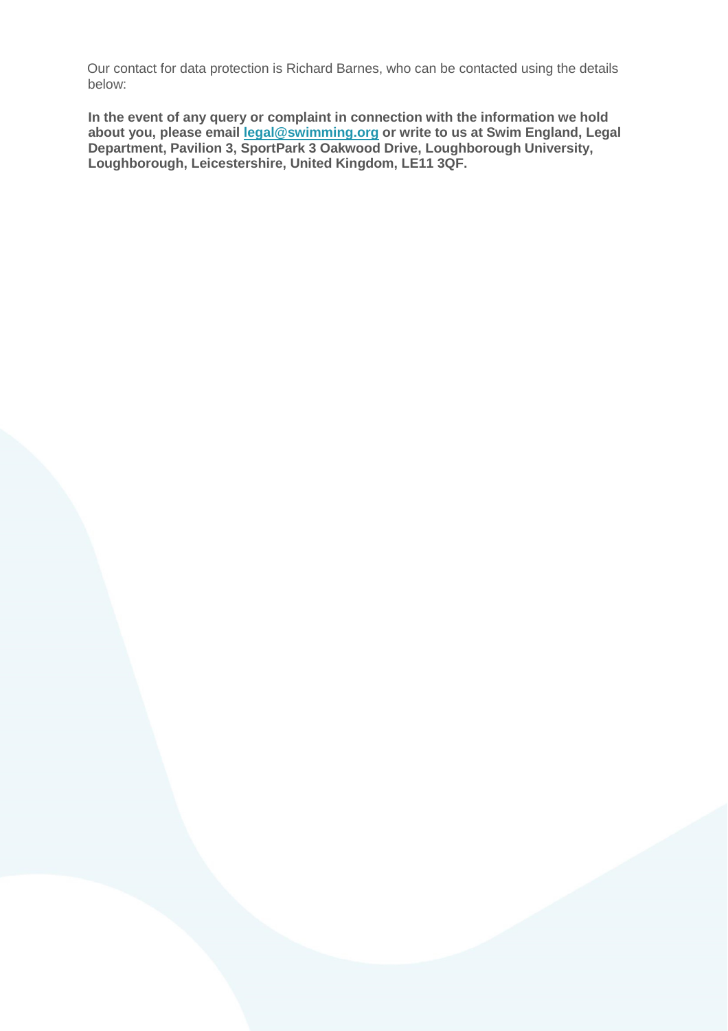Our contact for data protection is Richard Barnes, who can be contacted using the details below:

**In the event of any query or complaint in connection with the information we hold about you, please email legal@swimming.org or write to us at Swim England, Legal Department, Pavilion 3, SportPark 3 Oakwood Drive, Loughborough University, Loughborough, Leicestershire, United Kingdom, LE11 3QF.**